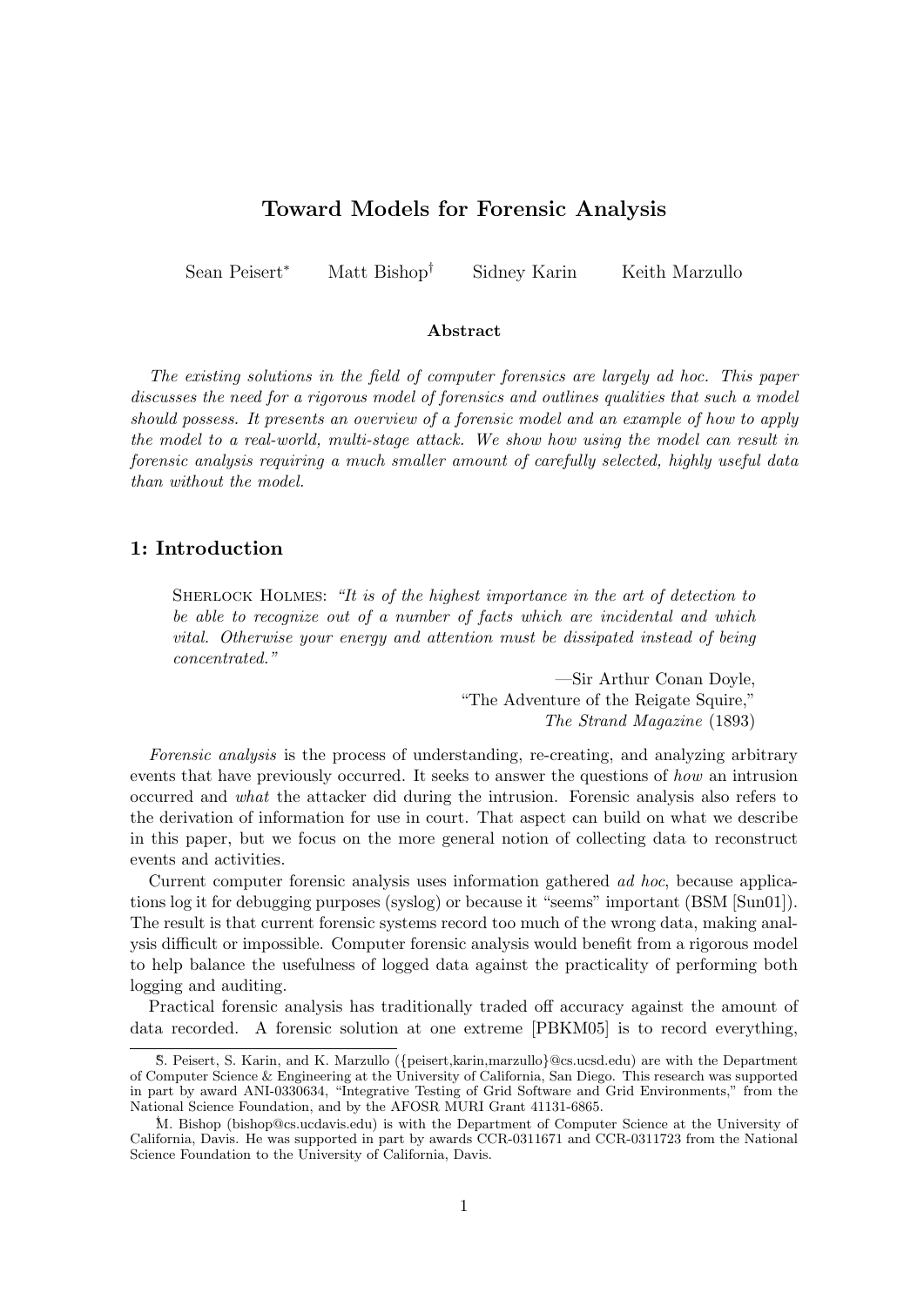# Toward Models for Forensic Analysis

Sean Peisert* Matt Bishop† Sidney Karin Keith Marzullo

### Abstract

*The existing solutions in the field of computer forensics are largely ad hoc. This paper discusses the need for a rigorous model of forensics and outlines qualities that such a model should possess. It presents an overview of a forensic model and an example of how to apply the model to a real-world, multi-stage attack. We show how using the model can result in forensic analysis requiring a much smaller amount of carefully selected, highly useful data than without the model.*

## 1: Introduction

> Sherlock Holmes: *"It is of the highest importance in the art of detection to be able to recognize out of a number of facts which are incidental and which vital. Otherwise your energy and attention must be dissipated instead of being concentrated."*
>
> —Sir Arthur Conan Doyle,
> "The Adventure of the Reigate Squire,"
> *The Strand Magazine* (1893)

*Forensic analysis* is the process of understanding, re-creating, and analyzing arbitrary events that have previously occurred. It seeks to answer the questions of *how* an intrusion occurred and *what* the attacker did during the intrusion. Forensic analysis also refers to the derivation of information for use in court. That aspect can build on what we describe in this paper, but we focus on the more general notion of collecting data to reconstruct events and activities.

Current computer forensic analysis uses information gathered *ad hoc*, because applications log it for debugging purposes (syslog) or because it "seems" important (BSM [Sun01]). The result is that current forensic systems record too much of the wrong data, making analysis difficult or impossible. Computer forensic analysis would benefit from a rigorous model to help balance the usefulness of logged data against the practicality of performing both logging and auditing.

Practical forensic analysis has traditionally traded off accuracy against the amount of data recorded. A forensic solution at one extreme [PBKM05] is to record everything,

---

* S. Peisert, S. Karin, and K. Marzullo ({peisert,karin,marzullo}@cs.ucsd.edu) are with the Department of Computer Science & Engineering at the University of California, San Diego. This research was supported in part by award ANI-0330634, "Integrative Testing of Grid Software and Grid Environments," from the National Science Foundation, and by the AFOSR MURI Grant 41131-6865.

† M. Bishop (bishop@cs.ucdavis.edu) is with the Department of Computer Science at the University of California, Davis. He was supported in part by awards CCR-0311671 and CCR-0311723 from the National Science Foundation to the University of California, Davis.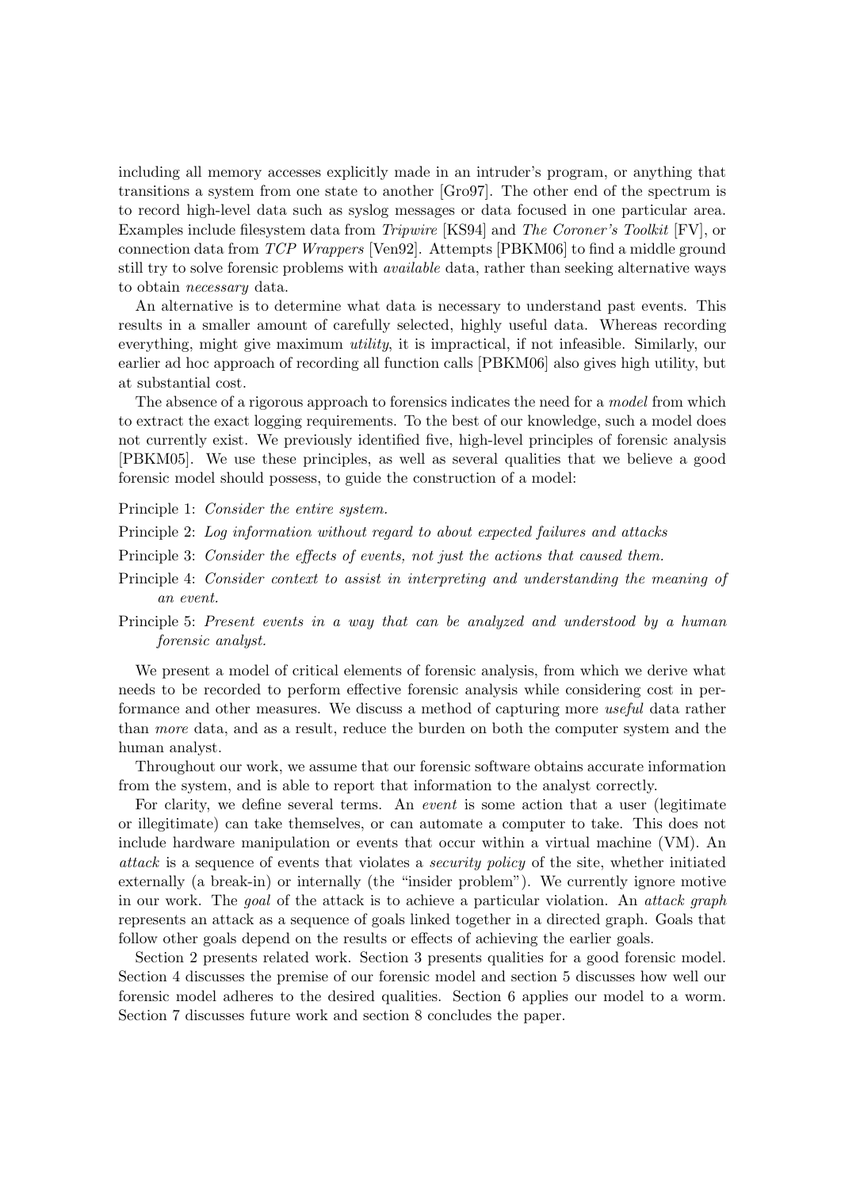including all memory accesses explicitly made in an intruder's program, or anything that transitions a system from one state to another [Gro97]. The other end of the spectrum is to record high-level data such as syslog messages or data focused in one particular area. Examples include filesystem data from *Tripwire* [KS94] and *The Coroner's Toolkit* [FV], or connection data from *TCP Wrappers* [Ven92]. Attempts [PBKM06] to find a middle ground still try to solve forensic problems with *available* data, rather than seeking alternative ways to obtain *necessary* data.

An alternative is to determine what data is necessary to understand past events. This results in a smaller amount of carefully selected, highly useful data. Whereas recording everything, might give maximum *utility*, it is impractical, if not infeasible. Similarly, our earlier ad hoc approach of recording all function calls [PBKM06] also gives high utility, but at substantial cost.

The absence of a rigorous approach to forensics indicates the need for a *model* from which to extract the exact logging requirements. To the best of our knowledge, such a model does not currently exist. We previously identified five, high-level principles of forensic analysis [PBKM05]. We use these principles, as well as several qualities that we believe a good forensic model should possess, to guide the construction of a model:

Principle 1: *Consider the entire system.*

Principle 2: *Log information without regard to about expected failures and attacks*

Principle 3: *Consider the effects of events, not just the actions that caused them.*

Principle 4: *Consider context to assist in interpreting and understanding the meaning of an event.*

Principle 5: *Present events in a way that can be analyzed and understood by a human forensic analyst.*

We present a model of critical elements of forensic analysis, from which we derive what needs to be recorded to perform effective forensic analysis while considering cost in performance and other measures. We discuss a method of capturing more *useful* data rather than *more* data, and as a result, reduce the burden on both the computer system and the human analyst.

Throughout our work, we assume that our forensic software obtains accurate information from the system, and is able to report that information to the analyst correctly.

For clarity, we define several terms. An *event* is some action that a user (legitimate or illegitimate) can take themselves, or can automate a computer to take. This does not include hardware manipulation or events that occur within a virtual machine (VM). An *attack* is a sequence of events that violates a *security policy* of the site, whether initiated externally (a break-in) or internally (the "insider problem"). We currently ignore motive in our work. The *goal* of the attack is to achieve a particular violation. An *attack graph* represents an attack as a sequence of goals linked together in a directed graph. Goals that follow other goals depend on the results or effects of achieving the earlier goals.

Section 2 presents related work. Section 3 presents qualities for a good forensic model. Section 4 discusses the premise of our forensic model and section 5 discusses how well our forensic model adheres to the desired qualities. Section 6 applies our model to a worm. Section 7 discusses future work and section 8 concludes the paper.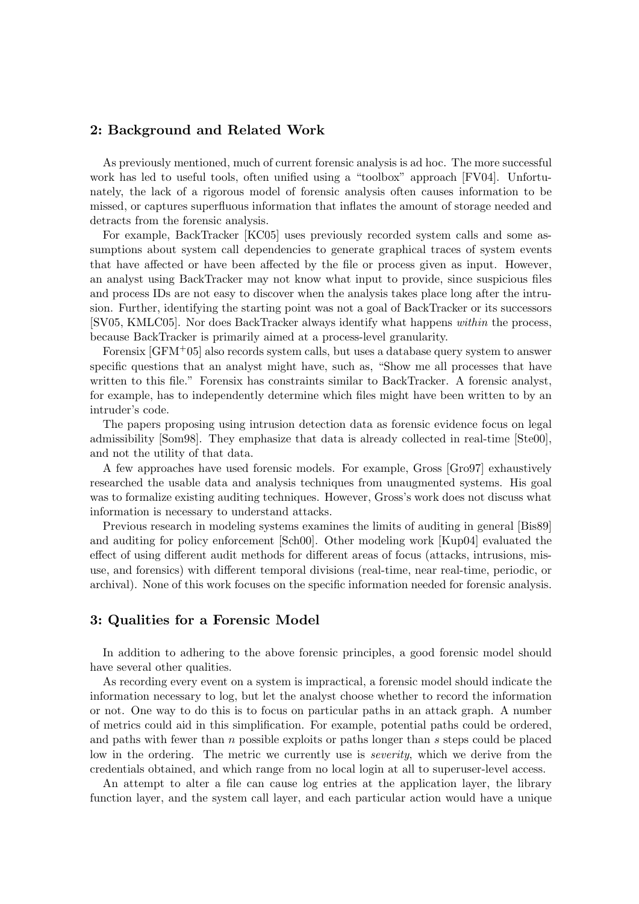## 2: Background and Related Work

As previously mentioned, much of current forensic analysis is ad hoc. The more successful work has led to useful tools, often unified using a "toolbox" approach [FV04]. Unfortunately, the lack of a rigorous model of forensic analysis often causes information to be missed, or captures superfluous information that inflates the amount of storage needed and detracts from the forensic analysis.

For example, BackTracker [KC05] uses previously recorded system calls and some assumptions about system call dependencies to generate graphical traces of system events that have affected or have been affected by the file or process given as input. However, an analyst using BackTracker may not know what input to provide, since suspicious files and process IDs are not easy to discover when the analysis takes place long after the intrusion. Further, identifying the starting point was not a goal of BackTracker or its successors [SV05, KMLC05]. Nor does BackTracker always identify what happens *within* the process, because BackTracker is primarily aimed at a process-level granularity.

Forensix [GFM+05] also records system calls, but uses a database query system to answer specific questions that an analyst might have, such as, "Show me all processes that have written to this file." Forensix has constraints similar to BackTracker. A forensic analyst, for example, has to independently determine which files might have been written to by an intruder's code.

The papers proposing using intrusion detection data as forensic evidence focus on legal admissibility [Som98]. They emphasize that data is already collected in real-time [Ste00], and not the utility of that data.

A few approaches have used forensic models. For example, Gross [Gro97] exhaustively researched the usable data and analysis techniques from unaugmented systems. His goal was to formalize existing auditing techniques. However, Gross's work does not discuss what information is necessary to understand attacks.

Previous research in modeling systems examines the limits of auditing in general [Bis89] and auditing for policy enforcement [Sch00]. Other modeling work [Kup04] evaluated the effect of using different audit methods for different areas of focus (attacks, intrusions, misuse, and forensics) with different temporal divisions (real-time, near real-time, periodic, or archival). None of this work focuses on the specific information needed for forensic analysis.

## 3: Qualities for a Forensic Model

In addition to adhering to the above forensic principles, a good forensic model should have several other qualities.

As recording every event on a system is impractical, a forensic model should indicate the information necessary to log, but let the analyst choose whether to record the information or not. One way to do this is to focus on particular paths in an attack graph. A number of metrics could aid in this simplification. For example, potential paths could be ordered, and paths with fewer than $n$ possible exploits or paths longer than $s$ steps could be placed low in the ordering. The metric we currently use is *severity*, which we derive from the credentials obtained, and which range from no local login at all to superuser-level access.

An attempt to alter a file can cause log entries at the application layer, the library function layer, and the system call layer, and each particular action would have a unique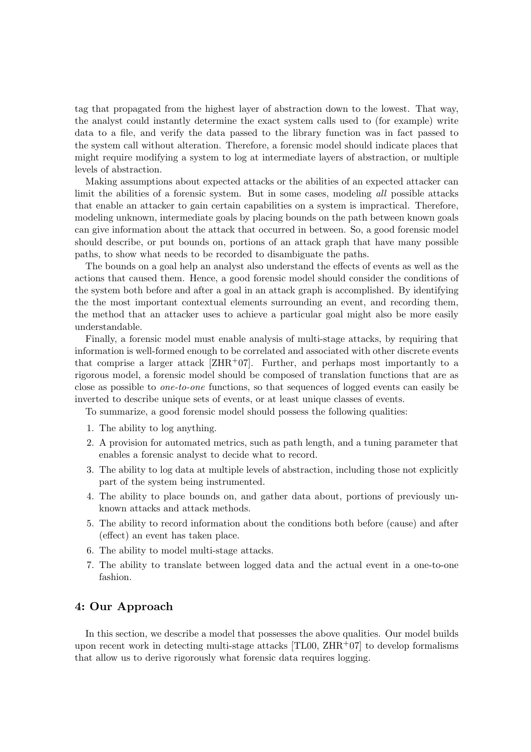tag that propagated from the highest layer of abstraction down to the lowest. That way, the analyst could instantly determine the exact system calls used to (for example) write data to a file, and verify the data passed to the library function was in fact passed to the system call without alteration. Therefore, a forensic model should indicate places that might require modifying a system to log at intermediate layers of abstraction, or multiple levels of abstraction.

Making assumptions about expected attacks or the abilities of an expected attacker can limit the abilities of a forensic system. But in some cases, modeling *all* possible attacks that enable an attacker to gain certain capabilities on a system is impractical. Therefore, modeling unknown, intermediate goals by placing bounds on the path between known goals can give information about the attack that occurred in between. So, a good forensic model should describe, or put bounds on, portions of an attack graph that have many possible paths, to show what needs to be recorded to disambiguate the paths.

The bounds on a goal help an analyst also understand the effects of events as well as the actions that caused them. Hence, a good forensic model should consider the conditions of the system both before and after a goal in an attack graph is accomplished. By identifying the the most important contextual elements surrounding an event, and recording them, the method that an attacker uses to achieve a particular goal might also be more easily understandable.

Finally, a forensic model must enable analysis of multi-stage attacks, by requiring that information is well-formed enough to be correlated and associated with other discrete events that comprise a larger attack [ZHR+07]. Further, and perhaps most importantly to a rigorous model, a forensic model should be composed of translation functions that are as close as possible to *one-to-one* functions, so that sequences of logged events can easily be inverted to describe unique sets of events, or at least unique classes of events.

To summarize, a good forensic model should possess the following qualities:

1. The ability to log anything.
2. A provision for automated metrics, such as path length, and a tuning parameter that enables a forensic analyst to decide what to record.
3. The ability to log data at multiple levels of abstraction, including those not explicitly part of the system being instrumented.
4. The ability to place bounds on, and gather data about, portions of previously unknown attacks and attack methods.
5. The ability to record information about the conditions both before (cause) and after (effect) an event has taken place.
6. The ability to model multi-stage attacks.
7. The ability to translate between logged data and the actual event in a one-to-one fashion.

## 4: Our Approach

In this section, we describe a model that possesses the above qualities. Our model builds upon recent work in detecting multi-stage attacks [TL00, ZHR+07] to develop formalisms that allow us to derive rigorously what forensic data requires logging.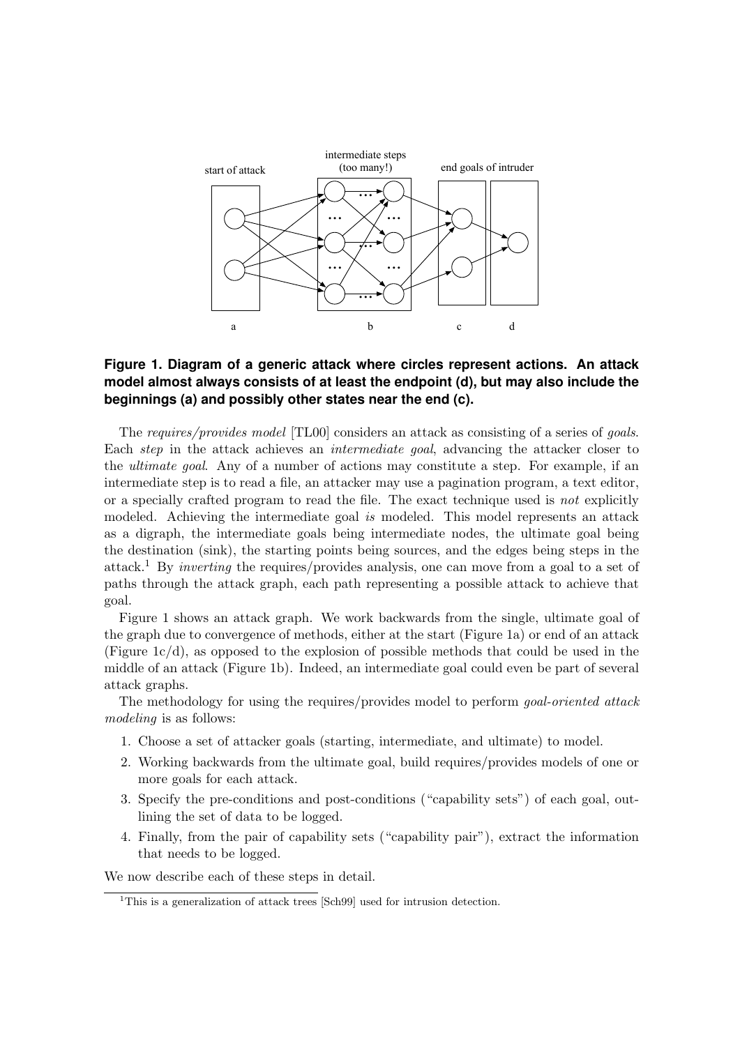**Figure 1. Diagram of a generic attack where circles represent actions. An attack model almost always consists of at least the endpoint (d), but may also include the beginnings (a) and possibly other states near the end (c).**

The *requires/provides model* [TL00] considers an attack as consisting of a series of *goals*. Each *step* in the attack achieves an *intermediate goal*, advancing the attacker closer to the *ultimate goal*. Any of a number of actions may constitute a step. For example, if an intermediate step is to read a file, an attacker may use a pagination program, a text editor, or a specially crafted program to read the file. The exact technique used is *not* explicitly modeled. Achieving the intermediate goal *is* modeled. This model represents an attack as a digraph, the intermediate goals being intermediate nodes, the ultimate goal being the destination (sink), the starting points being sources, and the edges being steps in the attack.[1] By *inverting* the requires/provides analysis, one can move from a goal to a set of paths through the attack graph, each path representing a possible attack to achieve that goal.

Figure 1 shows an attack graph. We work backwards from the single, ultimate goal of the graph due to convergence of methods, either at the start (Figure 1a) or end of an attack (Figure 1c/d), as opposed to the explosion of possible methods that could be used in the middle of an attack (Figure 1b). Indeed, an intermediate goal could even be part of several attack graphs.

The methodology for using the requires/provides model to perform *goal-oriented attack modeling* is as follows:

1. Choose a set of attacker goals (starting, intermediate, and ultimate) to model.
2. Working backwards from the ultimate goal, build requires/provides models of one or more goals for each attack.
3. Specify the pre-conditions and post-conditions ("capability sets") of each goal, outlining the set of data to be logged.
4. Finally, from the pair of capability sets ("capability pair"), extract the information that needs to be logged.

We now describe each of these steps in detail.

[1] This is a generalization of attack trees [Sch99] used for intrusion detection.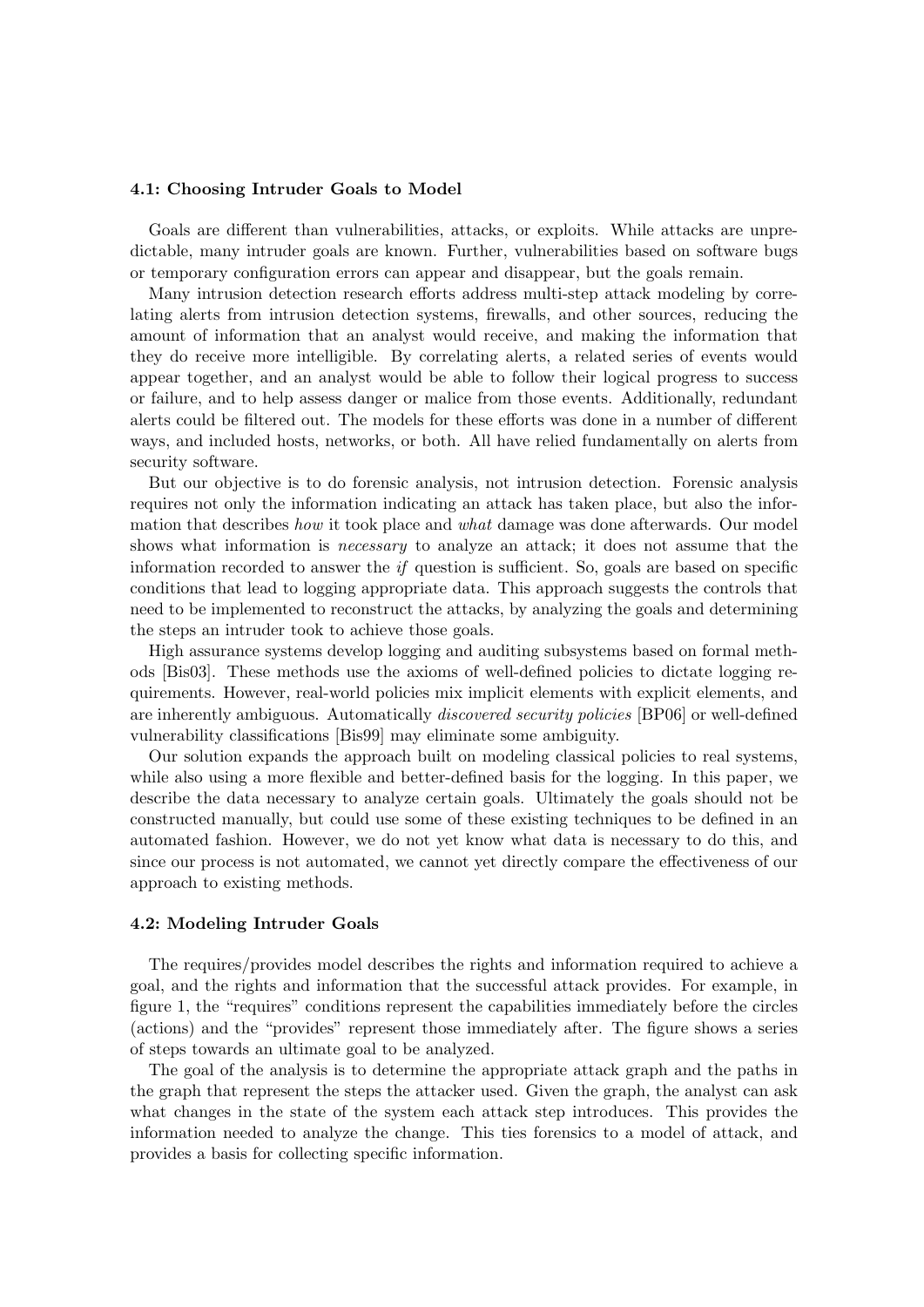### 4.1: Choosing Intruder Goals to Model

Goals are different than vulnerabilities, attacks, or exploits. While attacks are unpredictable, many intruder goals are known. Further, vulnerabilities based on software bugs or temporary configuration errors can appear and disappear, but the goals remain.

Many intrusion detection research efforts address multi-step attack modeling by correlating alerts from intrusion detection systems, firewalls, and other sources, reducing the amount of information that an analyst would receive, and making the information that they do receive more intelligible. By correlating alerts, a related series of events would appear together, and an analyst would be able to follow their logical progress to success or failure, and to help assess danger or malice from those events. Additionally, redundant alerts could be filtered out. The models for these efforts was done in a number of different ways, and included hosts, networks, or both. All have relied fundamentally on alerts from security software.

But our objective is to do forensic analysis, not intrusion detection. Forensic analysis requires not only the information indicating an attack has taken place, but also the information that describes *how* it took place and *what* damage was done afterwards. Our model shows what information is *necessary* to analyze an attack; it does not assume that the information recorded to answer the *if* question is sufficient. So, goals are based on specific conditions that lead to logging appropriate data. This approach suggests the controls that need to be implemented to reconstruct the attacks, by analyzing the goals and determining the steps an intruder took to achieve those goals.

High assurance systems develop logging and auditing subsystems based on formal methods [Bis03]. These methods use the axioms of well-defined policies to dictate logging requirements. However, real-world policies mix implicit elements with explicit elements, and are inherently ambiguous. Automatically *discovered security policies* [BP06] or well-defined vulnerability classifications [Bis99] may eliminate some ambiguity.

Our solution expands the approach built on modeling classical policies to real systems, while also using a more flexible and better-defined basis for the logging. In this paper, we describe the data necessary to analyze certain goals. Ultimately the goals should not be constructed manually, but could use some of these existing techniques to be defined in an automated fashion. However, we do not yet know what data is necessary to do this, and since our process is not automated, we cannot yet directly compare the effectiveness of our approach to existing methods.

### 4.2: Modeling Intruder Goals

The requires/provides model describes the rights and information required to achieve a goal, and the rights and information that the successful attack provides. For example, in figure 1, the "requires" conditions represent the capabilities immediately before the circles (actions) and the "provides" represent those immediately after. The figure shows a series of steps towards an ultimate goal to be analyzed.

The goal of the analysis is to determine the appropriate attack graph and the paths in the graph that represent the steps the attacker used. Given the graph, the analyst can ask what changes in the state of the system each attack step introduces. This provides the information needed to analyze the change. This ties forensics to a model of attack, and provides a basis for collecting specific information.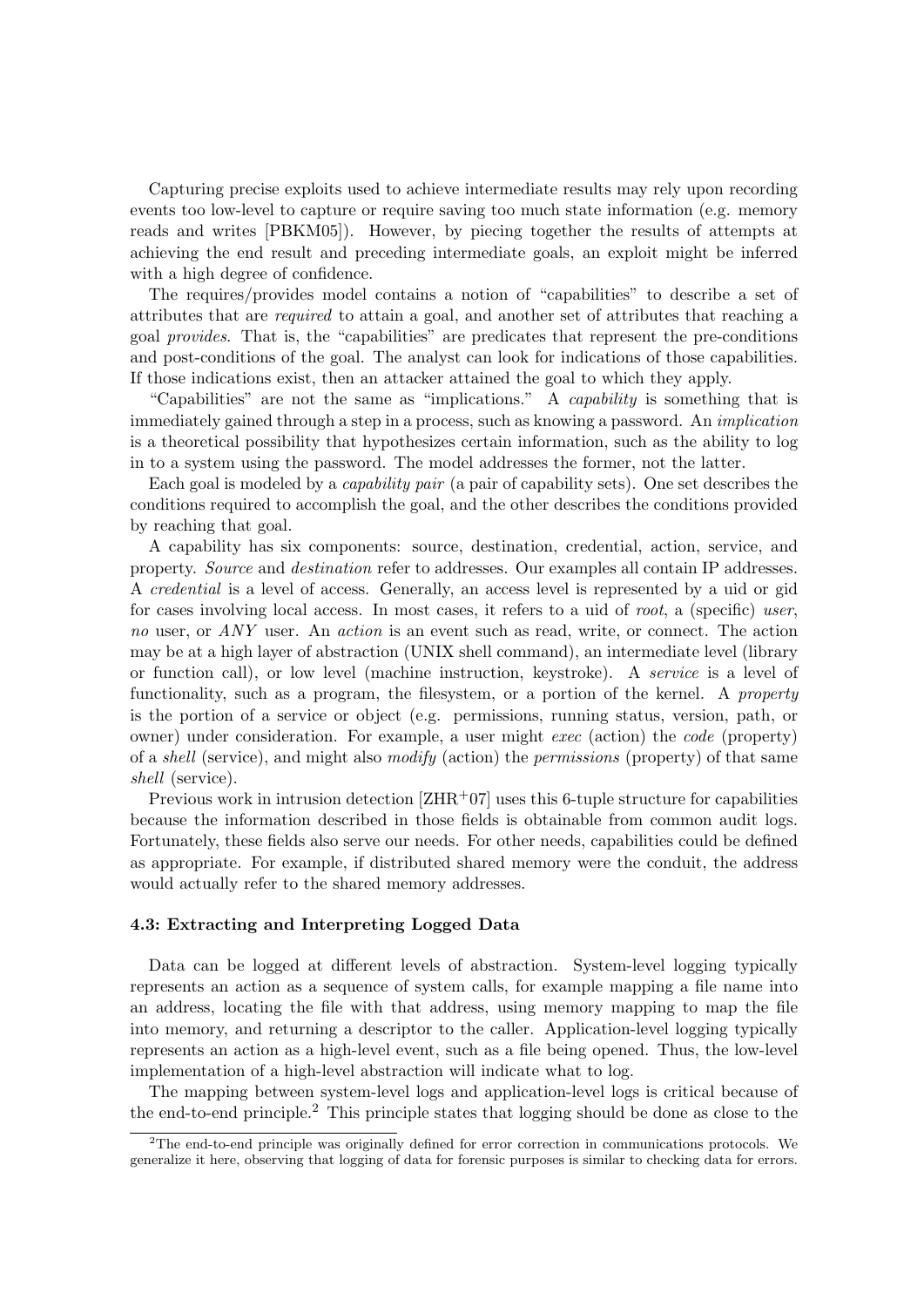Capturing precise exploits used to achieve intermediate results may rely upon recording events too low-level to capture or require saving too much state information (e.g. memory reads and writes [PBKM05]). However, by piecing together the results of attempts at achieving the end result and preceding intermediate goals, an exploit might be inferred with a high degree of confidence.

The requires/provides model contains a notion of "capabilities" to describe a set of attributes that are *required* to attain a goal, and another set of attributes that reaching a goal *provides*. That is, the "capabilities" are predicates that represent the pre-conditions and post-conditions of the goal. The analyst can look for indications of those capabilities. If those indications exist, then an attacker attained the goal to which they apply.

"Capabilities" are not the same as "implications." A *capability* is something that is immediately gained through a step in a process, such as knowing a password. An *implication* is a theoretical possibility that hypothesizes certain information, such as the ability to log in to a system using the password. The model addresses the former, not the latter.

Each goal is modeled by a *capability pair* (a pair of capability sets). One set describes the conditions required to accomplish the goal, and the other describes the conditions provided by reaching that goal.

A capability has six components: source, destination, credential, action, service, and property. *Source* and *destination* refer to addresses. Our examples all contain IP addresses. A *credential* is a level of access. Generally, an access level is represented by a uid or gid for cases involving local access. In most cases, it refers to a uid of *root*, a (specific) *user*, *no* user, or *ANY* user. An *action* is an event such as read, write, or connect. The action may be at a high layer of abstraction (UNIX shell command), an intermediate level (library or function call), or low level (machine instruction, keystroke). A *service* is a level of functionality, such as a program, the filesystem, or a portion of the kernel. A *property* is the portion of a service or object (e.g. permissions, running status, version, path, or owner) under consideration. For example, a user might *exec* (action) the *code* (property) of a *shell* (service), and might also *modify* (action) the *permissions* (property) of that same *shell* (service).

Previous work in intrusion detection [ZHR+07] uses this 6-tuple structure for capabilities because the information described in those fields is obtainable from common audit logs. Fortunately, these fields also serve our needs. For other needs, capabilities could be defined as appropriate. For example, if distributed shared memory were the conduit, the address would actually refer to the shared memory addresses.

### 4.3: Extracting and Interpreting Logged Data

Data can be logged at different levels of abstraction. System-level logging typically represents an action as a sequence of system calls, for example mapping a file name into an address, locating the file with that address, using memory mapping to map the file into memory, and returning a descriptor to the caller. Application-level logging typically represents an action as a high-level event, such as a file being opened. Thus, the low-level implementation of a high-level abstraction will indicate what to log.

The mapping between system-level logs and application-level logs is critical because of the end-to-end principle.[2] This principle states that logging should be done as close to the

[2] The end-to-end principle was originally defined for error correction in communications protocols. We generalize it here, observing that logging of data for forensic purposes is similar to checking data for errors.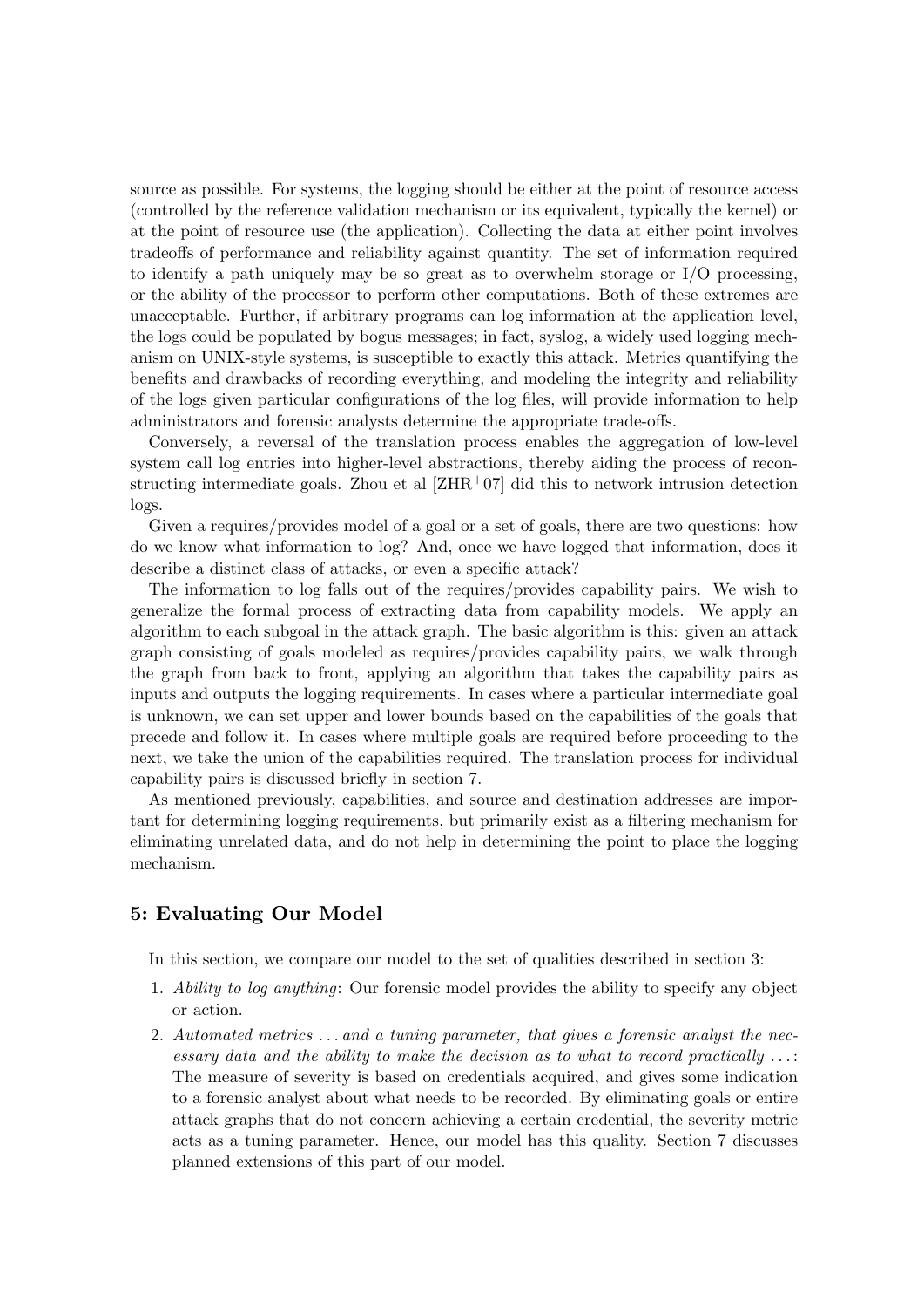source as possible. For systems, the logging should be either at the point of resource access (controlled by the reference validation mechanism or its equivalent, typically the kernel) or at the point of resource use (the application). Collecting the data at either point involves tradeoffs of performance and reliability against quantity. The set of information required to identify a path uniquely may be so great as to overwhelm storage or I/O processing, or the ability of the processor to perform other computations. Both of these extremes are unacceptable. Further, if arbitrary programs can log information at the application level, the logs could be populated by bogus messages; in fact, syslog, a widely used logging mechanism on UNIX-style systems, is susceptible to exactly this attack. Metrics quantifying the benefits and drawbacks of recording everything, and modeling the integrity and reliability of the logs given particular configurations of the log files, will provide information to help administrators and forensic analysts determine the appropriate trade-offs.

Conversely, a reversal of the translation process enables the aggregation of low-level system call log entries into higher-level abstractions, thereby aiding the process of reconstructing intermediate goals. Zhou et al [ZHR+07] did this to network intrusion detection logs.

Given a requires/provides model of a goal or a set of goals, there are two questions: how do we know what information to log? And, once we have logged that information, does it describe a distinct class of attacks, or even a specific attack?

The information to log falls out of the requires/provides capability pairs. We wish to generalize the formal process of extracting data from capability models. We apply an algorithm to each subgoal in the attack graph. The basic algorithm is this: given an attack graph consisting of goals modeled as requires/provides capability pairs, we walk through the graph from back to front, applying an algorithm that takes the capability pairs as inputs and outputs the logging requirements. In cases where a particular intermediate goal is unknown, we can set upper and lower bounds based on the capabilities of the goals that precede and follow it. In cases where multiple goals are required before proceeding to the next, we take the union of the capabilities required. The translation process for individual capability pairs is discussed briefly in section 7.

As mentioned previously, capabilities, and source and destination addresses are important for determining logging requirements, but primarily exist as a filtering mechanism for eliminating unrelated data, and do not help in determining the point to place the logging mechanism.

## 5: Evaluating Our Model

In this section, we compare our model to the set of qualities described in section 3:

1. *Ability to log anything*: Our forensic model provides the ability to specify any object or action.
2. *Automated metrics . . . and a tuning parameter, that gives a forensic analyst the necessary data and the ability to make the decision as to what to record practically . . .*: The measure of severity is based on credentials acquired, and gives some indication to a forensic analyst about what needs to be recorded. By eliminating goals or entire attack graphs that do not concern achieving a certain credential, the severity metric acts as a tuning parameter. Hence, our model has this quality. Section 7 discusses planned extensions of this part of our model.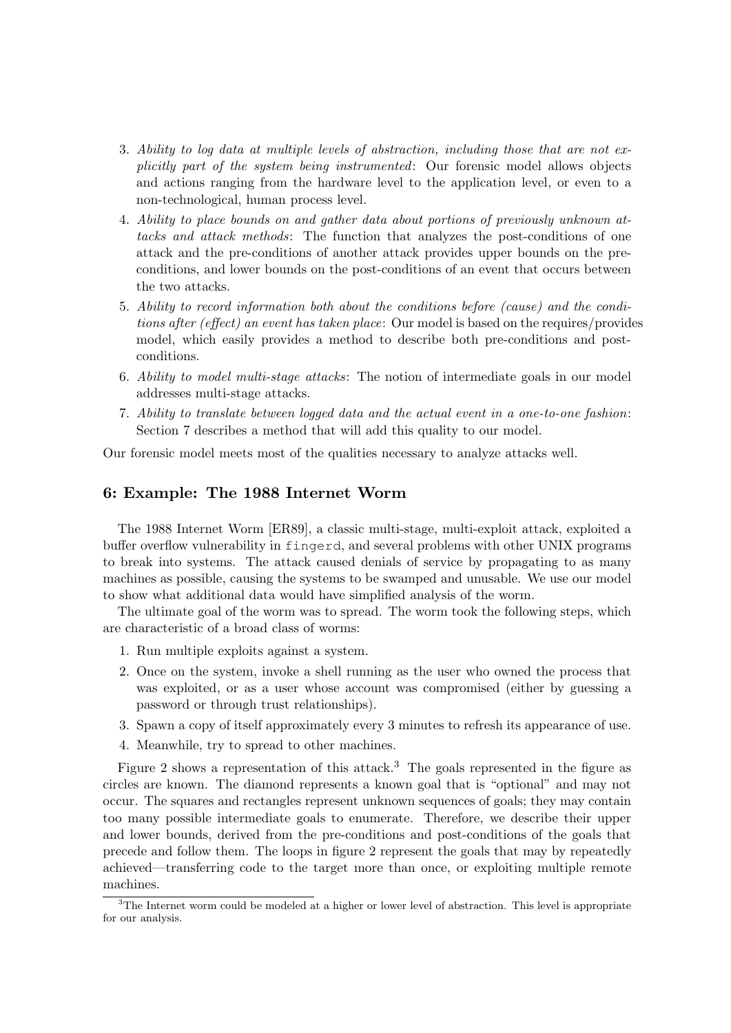3. *Ability to log data at multiple levels of abstraction, including those that are not explicitly part of the system being instrumented*: Our forensic model allows objects and actions ranging from the hardware level to the application level, or even to a non-technological, human process level.
4. *Ability to place bounds on and gather data about portions of previously unknown attacks and attack methods*: The function that analyzes the post-conditions of one attack and the pre-conditions of another attack provides upper bounds on the pre-conditions, and lower bounds on the post-conditions of an event that occurs between the two attacks.
5. *Ability to record information both about the conditions before (cause) and the conditions after (effect) an event has taken place*: Our model is based on the requires/provides model, which easily provides a method to describe both pre-conditions and post-conditions.
6. *Ability to model multi-stage attacks*: The notion of intermediate goals in our model addresses multi-stage attacks.
7. *Ability to translate between logged data and the actual event in a one-to-one fashion*: Section 7 describes a method that will add this quality to our model.

Our forensic model meets most of the qualities necessary to analyze attacks well.

## 6: Example: The 1988 Internet Worm

The 1988 Internet Worm [ER89], a classic multi-stage, multi-exploit attack, exploited a buffer overflow vulnerability in `fingerd`, and several problems with other UNIX programs to break into systems. The attack caused denials of service by propagating to as many machines as possible, causing the systems to be swamped and unusable. We use our model to show what additional data would have simplified analysis of the worm.

The ultimate goal of the worm was to spread. The worm took the following steps, which are characteristic of a broad class of worms:

1. Run multiple exploits against a system.
2. Once on the system, invoke a shell running as the user who owned the process that was exploited, or as a user whose account was compromised (either by guessing a password or through trust relationships).
3. Spawn a copy of itself approximately every 3 minutes to refresh its appearance of use.
4. Meanwhile, try to spread to other machines.

Figure 2 shows a representation of this attack.[3] The goals represented in the figure as circles are known. The diamond represents a known goal that is "optional" and may not occur. The squares and rectangles represent unknown sequences of goals; they may contain too many possible intermediate goals to enumerate. Therefore, we describe their upper and lower bounds, derived from the pre-conditions and post-conditions of the goals that precede and follow them. The loops in figure 2 represent the goals that may by repeatedly achieved—transferring code to the target more than once, or exploiting multiple remote machines.

[3] The Internet worm could be modeled at a higher or lower level of abstraction. This level is appropriate for our analysis.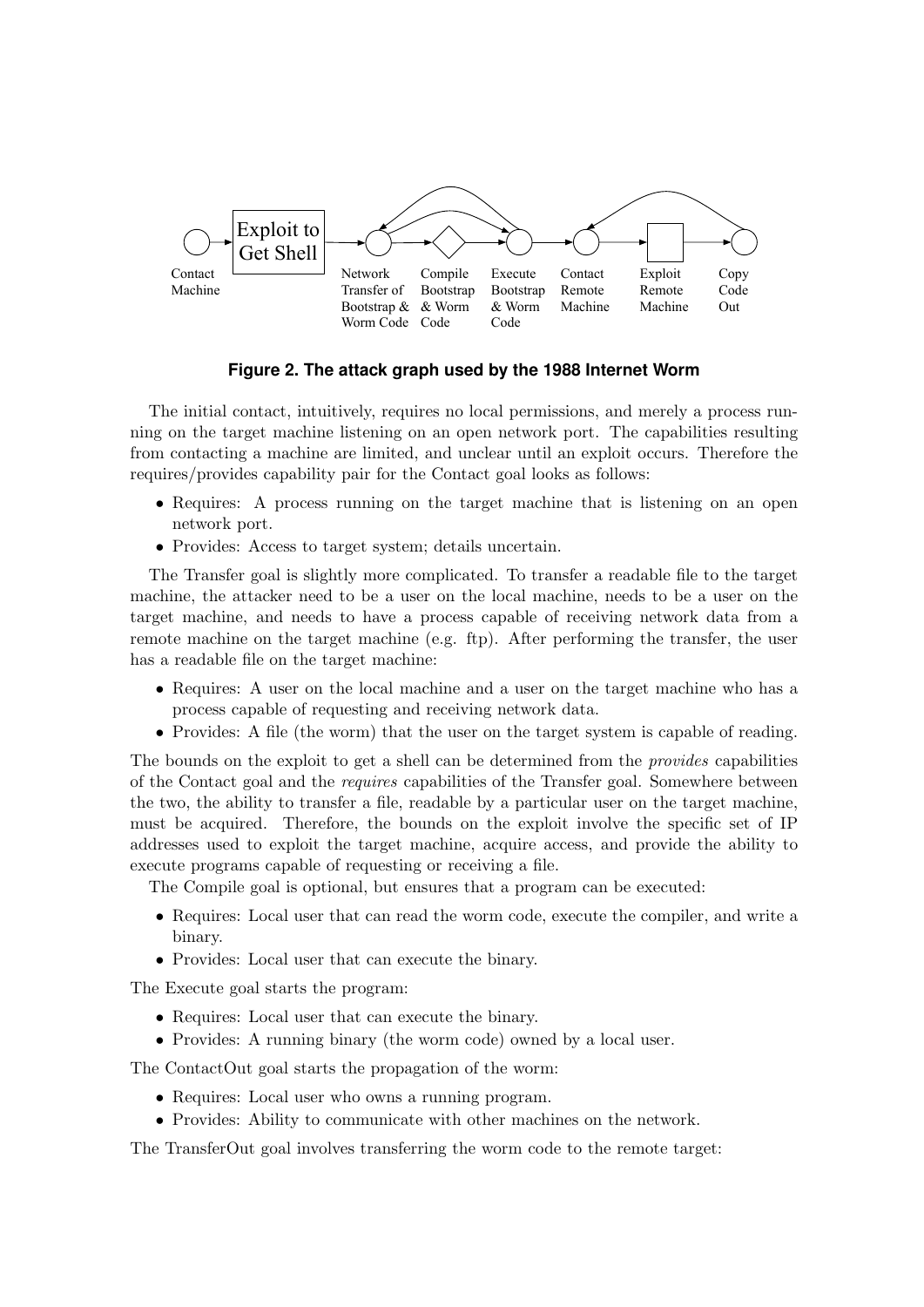**Figure 2. The attack graph used by the 1988 Internet Worm**

The initial contact, intuitively, requires no local permissions, and merely a process running on the target machine listening on an open network port. The capabilities resulting from contacting a machine are limited, and unclear until an exploit occurs. Therefore the requires/provides capability pair for the Contact goal looks as follows:

- Requires: A process running on the target machine that is listening on an open network port.
- Provides: Access to target system; details uncertain.

The Transfer goal is slightly more complicated. To transfer a readable file to the target machine, the attacker need to be a user on the local machine, needs to be a user on the target machine, and needs to have a process capable of receiving network data from a remote machine on the target machine (e.g. ftp). After performing the transfer, the user has a readable file on the target machine:

- Requires: A user on the local machine and a user on the target machine who has a process capable of requesting and receiving network data.
- Provides: A file (the worm) that the user on the target system is capable of reading.

The bounds on the exploit to get a shell can be determined from the *provides* capabilities of the Contact goal and the *requires* capabilities of the Transfer goal. Somewhere between the two, the ability to transfer a file, readable by a particular user on the target machine, must be acquired. Therefore, the bounds on the exploit involve the specific set of IP addresses used to exploit the target machine, acquire access, and provide the ability to execute programs capable of requesting or receiving a file.

The Compile goal is optional, but ensures that a program can be executed:

- Requires: Local user that can read the worm code, execute the compiler, and write a binary.
- Provides: Local user that can execute the binary.

The Execute goal starts the program:

- Requires: Local user that can execute the binary.
- Provides: A running binary (the worm code) owned by a local user.

The ContactOut goal starts the propagation of the worm:

- Requires: Local user who owns a running program.
- Provides: Ability to communicate with other machines on the network.

The TransferOut goal involves transferring the worm code to the remote target: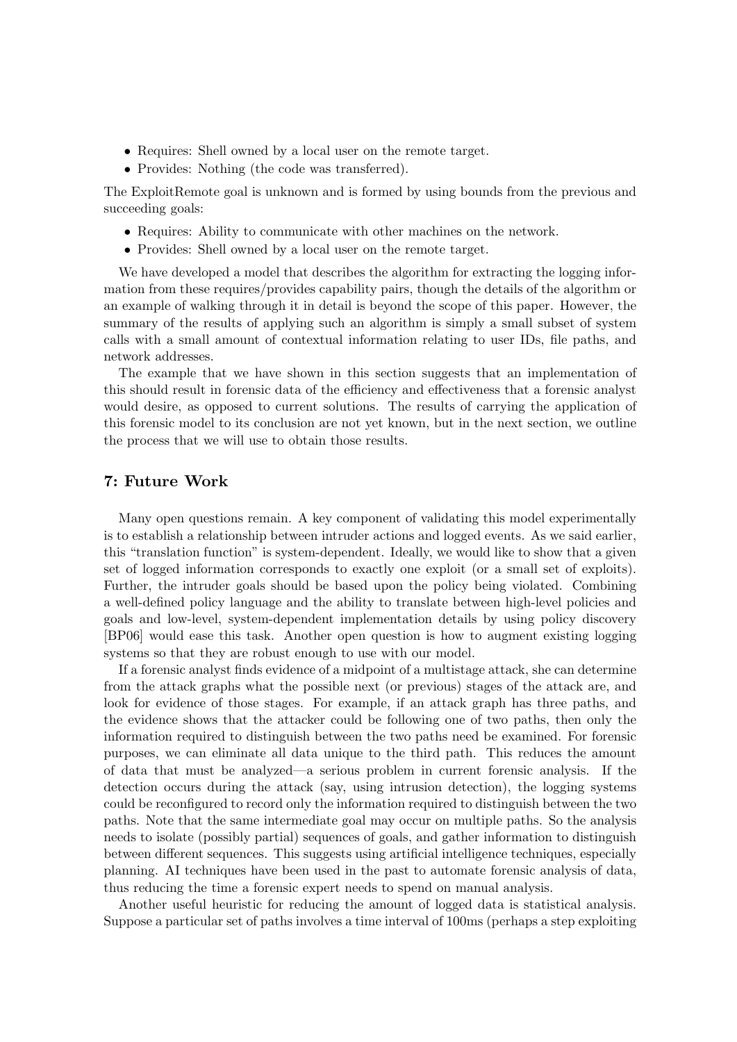- Requires: Shell owned by a local user on the remote target.
- Provides: Nothing (the code was transferred).

The ExploitRemote goal is unknown and is formed by using bounds from the previous and succeeding goals:

- Requires: Ability to communicate with other machines on the network.
- Provides: Shell owned by a local user on the remote target.

We have developed a model that describes the algorithm for extracting the logging information from these requires/provides capability pairs, though the details of the algorithm or an example of walking through it in detail is beyond the scope of this paper. However, the summary of the results of applying such an algorithm is simply a small subset of system calls with a small amount of contextual information relating to user IDs, file paths, and network addresses.

The example that we have shown in this section suggests that an implementation of this should result in forensic data of the efficiency and effectiveness that a forensic analyst would desire, as opposed to current solutions. The results of carrying the application of this forensic model to its conclusion are not yet known, but in the next section, we outline the process that we will use to obtain those results.

## 7: Future Work

Many open questions remain. A key component of validating this model experimentally is to establish a relationship between intruder actions and logged events. As we said earlier, this "translation function" is system-dependent. Ideally, we would like to show that a given set of logged information corresponds to exactly one exploit (or a small set of exploits). Further, the intruder goals should be based upon the policy being violated. Combining a well-defined policy language and the ability to translate between high-level policies and goals and low-level, system-dependent implementation details by using policy discovery [BP06] would ease this task. Another open question is how to augment existing logging systems so that they are robust enough to use with our model.

If a forensic analyst finds evidence of a midpoint of a multistage attack, she can determine from the attack graphs what the possible next (or previous) stages of the attack are, and look for evidence of those stages. For example, if an attack graph has three paths, and the evidence shows that the attacker could be following one of two paths, then only the information required to distinguish between the two paths need be examined. For forensic purposes, we can eliminate all data unique to the third path. This reduces the amount of data that must be analyzed—a serious problem in current forensic analysis. If the detection occurs during the attack (say, using intrusion detection), the logging systems could be reconfigured to record only the information required to distinguish between the two paths. Note that the same intermediate goal may occur on multiple paths. So the analysis needs to isolate (possibly partial) sequences of goals, and gather information to distinguish between different sequences. This suggests using artificial intelligence techniques, especially planning. AI techniques have been used in the past to automate forensic analysis of data, thus reducing the time a forensic expert needs to spend on manual analysis.

Another useful heuristic for reducing the amount of logged data is statistical analysis. Suppose a particular set of paths involves a time interval of 100ms (perhaps a step exploiting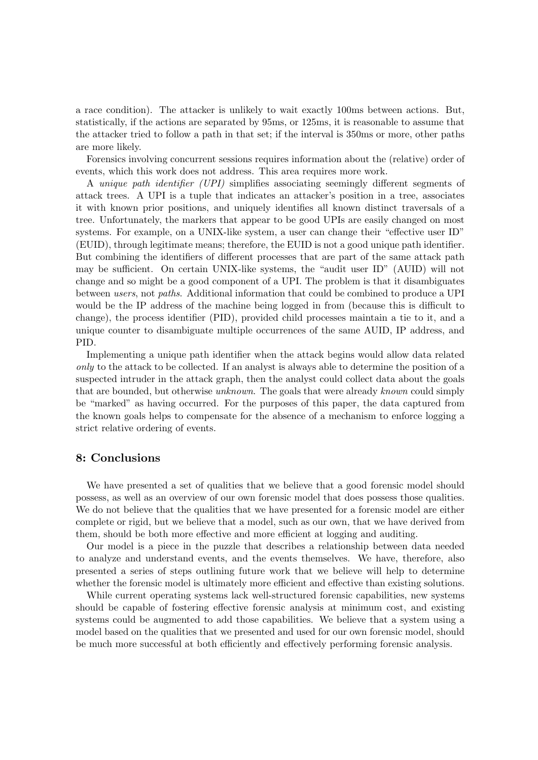a race condition). The attacker is unlikely to wait exactly 100ms between actions. But, statistically, if the actions are separated by 95ms, or 125ms, it is reasonable to assume that the attacker tried to follow a path in that set; if the interval is 350ms or more, other paths are more likely.

Forensics involving concurrent sessions requires information about the (relative) order of events, which this work does not address. This area requires more work.

A *unique path identifier (UPI)* simplifies associating seemingly different segments of attack trees. A UPI is a tuple that indicates an attacker's position in a tree, associates it with known prior positions, and uniquely identifies all known distinct traversals of a tree. Unfortunately, the markers that appear to be good UPIs are easily changed on most systems. For example, on a UNIX-like system, a user can change their "effective user ID" (EUID), through legitimate means; therefore, the EUID is not a good unique path identifier. But combining the identifiers of different processes that are part of the same attack path may be sufficient. On certain UNIX-like systems, the "audit user ID" (AUID) will not change and so might be a good component of a UPI. The problem is that it disambiguates between *users*, not *paths*. Additional information that could be combined to produce a UPI would be the IP address of the machine being logged in from (because this is difficult to change), the process identifier (PID), provided child processes maintain a tie to it, and a unique counter to disambiguate multiple occurrences of the same AUID, IP address, and PID.

Implementing a unique path identifier when the attack begins would allow data related *only* to the attack to be collected. If an analyst is always able to determine the position of a suspected intruder in the attack graph, then the analyst could collect data about the goals that are bounded, but otherwise *unknown*. The goals that were already *known* could simply be "marked" as having occurred. For the purposes of this paper, the data captured from the known goals helps to compensate for the absence of a mechanism to enforce logging a strict relative ordering of events.

## 8: Conclusions

We have presented a set of qualities that we believe that a good forensic model should possess, as well as an overview of our own forensic model that does possess those qualities. We do not believe that the qualities that we have presented for a forensic model are either complete or rigid, but we believe that a model, such as our own, that we have derived from them, should be both more effective and more efficient at logging and auditing.

Our model is a piece in the puzzle that describes a relationship between data needed to analyze and understand events, and the events themselves. We have, therefore, also presented a series of steps outlining future work that we believe will help to determine whether the forensic model is ultimately more efficient and effective than existing solutions.

While current operating systems lack well-structured forensic capabilities, new systems should be capable of fostering effective forensic analysis at minimum cost, and existing systems could be augmented to add those capabilities. We believe that a system using a model based on the qualities that we presented and used for our own forensic model, should be much more successful at both efficiently and effectively performing forensic analysis.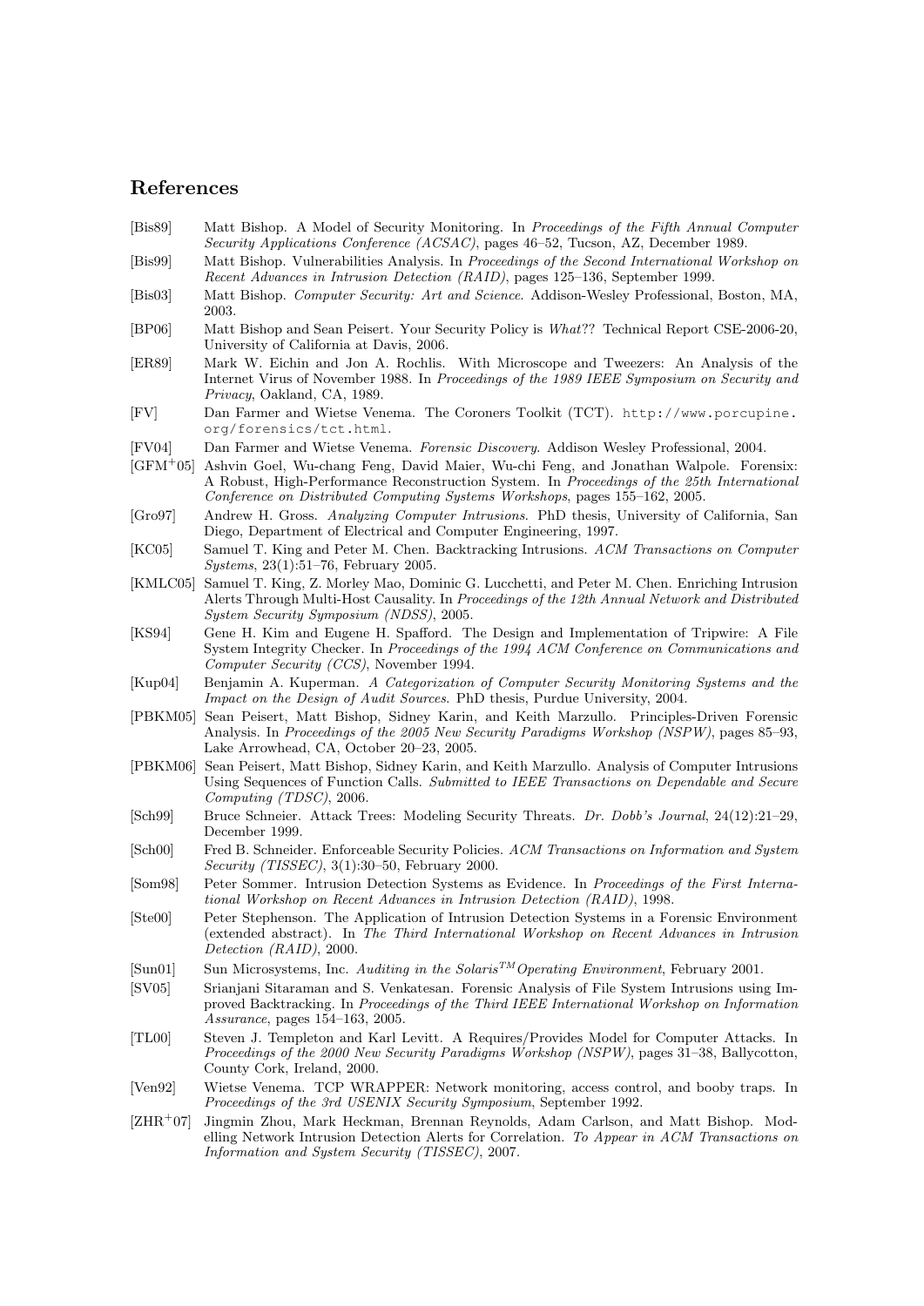## References

[Bis89] Matt Bishop. A Model of Security Monitoring. In *Proceedings of the Fifth Annual Computer Security Applications Conference (ACSAC)*, pages 46–52, Tucson, AZ, December 1989.

[Bis99] Matt Bishop. Vulnerabilities Analysis. In *Proceedings of the Second International Workshop on Recent Advances in Intrusion Detection (RAID)*, pages 125–136, September 1999.

[Bis03] Matt Bishop. *Computer Security: Art and Science*. Addison-Wesley Professional, Boston, MA, 2003.

[BP06] Matt Bishop and Sean Peisert. Your Security Policy is *What*?? Technical Report CSE-2006-20, University of California at Davis, 2006.

[ER89] Mark W. Eichin and Jon A. Rochlis. With Microscope and Tweezers: An Analysis of the Internet Virus of November 1988. In *Proceedings of the 1989 IEEE Symposium on Security and Privacy*, Oakland, CA, 1989.

[FV] Dan Farmer and Wietse Venema. The Coroners Toolkit (TCT). `http://www.porcupine.org/forensics/tct.html`.

[FV04] Dan Farmer and Wietse Venema. *Forensic Discovery*. Addison Wesley Professional, 2004.

[GFM+05] Ashvin Goel, Wu-chang Feng, David Maier, Wu-chi Feng, and Jonathan Walpole. Forensix: A Robust, High-Performance Reconstruction System. In *Proceedings of the 25th International Conference on Distributed Computing Systems Workshops*, pages 155–162, 2005.

[Gro97] Andrew H. Gross. *Analyzing Computer Intrusions*. PhD thesis, University of California, San Diego, Department of Electrical and Computer Engineering, 1997.

[KC05] Samuel T. King and Peter M. Chen. Backtracking Intrusions. *ACM Transactions on Computer Systems*, 23(1):51–76, February 2005.

[KMLC05] Samuel T. King, Z. Morley Mao, Dominic G. Lucchetti, and Peter M. Chen. Enriching Intrusion Alerts Through Multi-Host Causality. In *Proceedings of the 12th Annual Network and Distributed System Security Symposium (NDSS)*, 2005.

[KS94] Gene H. Kim and Eugene H. Spafford. The Design and Implementation of Tripwire: A File System Integrity Checker. In *Proceedings of the 1994 ACM Conference on Communications and Computer Security (CCS)*, November 1994.

[Kup04] Benjamin A. Kuperman. *A Categorization of Computer Security Monitoring Systems and the Impact on the Design of Audit Sources*. PhD thesis, Purdue University, 2004.

[PBKM05] Sean Peisert, Matt Bishop, Sidney Karin, and Keith Marzullo. Principles-Driven Forensic Analysis. In *Proceedings of the 2005 New Security Paradigms Workshop (NSPW)*, pages 85–93, Lake Arrowhead, CA, October 20–23, 2005.

[PBKM06] Sean Peisert, Matt Bishop, Sidney Karin, and Keith Marzullo. Analysis of Computer Intrusions Using Sequences of Function Calls. *Submitted to IEEE Transactions on Dependable and Secure Computing (TDSC)*, 2006.

[Sch99] Bruce Schneier. Attack Trees: Modeling Security Threats. *Dr. Dobb's Journal*, 24(12):21–29, December 1999.

[Sch00] Fred B. Schneider. Enforceable Security Policies. *ACM Transactions on Information and System Security (TISSEC)*, 3(1):30–50, February 2000.

[Som98] Peter Sommer. Intrusion Detection Systems as Evidence. In *Proceedings of the First International Workshop on Recent Advances in Intrusion Detection (RAID)*, 1998.

[Ste00] Peter Stephenson. The Application of Intrusion Detection Systems in a Forensic Environment (extended abstract). In *The Third International Workshop on Recent Advances in Intrusion Detection (RAID)*, 2000.

[Sun01] Sun Microsystems, Inc. *Auditing in the Solaris™ Operating Environment*, February 2001.

[SV05] Srianjani Sitaraman and S. Venkatesan. Forensic Analysis of File System Intrusions using Improved Backtracking. In *Proceedings of the Third IEEE International Workshop on Information Assurance*, pages 154–163, 2005.

[TL00] Steven J. Templeton and Karl Levitt. A Requires/Provides Model for Computer Attacks. In *Proceedings of the 2000 New Security Paradigms Workshop (NSPW)*, pages 31–38, Ballycotton, County Cork, Ireland, 2000.

[Ven92] Wietse Venema. TCP WRAPPER: Network monitoring, access control, and booby traps. In *Proceedings of the 3rd USENIX Security Symposium*, September 1992.

[ZHR+07] Jingmin Zhou, Mark Heckman, Brennan Reynolds, Adam Carlson, and Matt Bishop. Modelling Network Intrusion Detection Alerts for Correlation. *To Appear in ACM Transactions on Information and System Security (TISSEC)*, 2007.